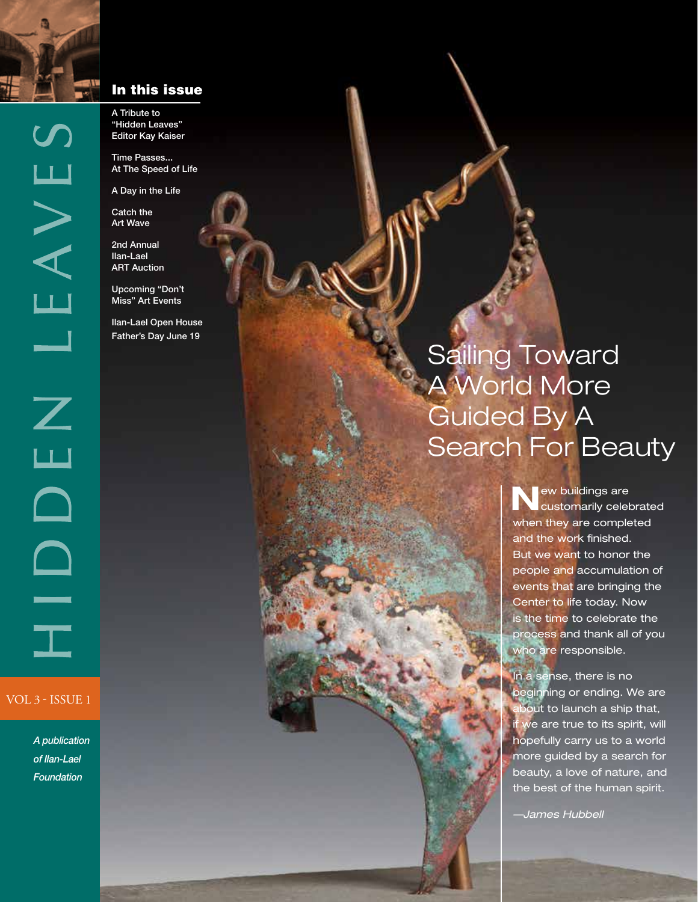# HIDDEN LEAVES

VOL 3 - ISSUE 1

*A publication of Ilan-Lael Foundation*

## In this issue

A Tribute to "Hidden Leaves" Editor Kay Kaiser

Time Passes... At The Speed of Life

A Day in the Life

Catch the Art Wave

2nd Annual Ilan-Lael ART Auction

Upcoming "Don't Miss" Art Events

Ilan-Lael Open House Father's Day June 19

# Sailing Toward A World More Guided By A Search For Beauty

New buildings are customarily celebrated when they are completed and the work finished. But we want to honor the people and accumulation of events that are bringing the Center to life today. Now is the time to celebrate the process and thank all of you who are responsible.

In a sense, there is no beginning or ending. We are about to launch a ship that, if we are true to its spirit, will hopefully carry us to a world more guided by a search for beauty, a love of nature, and the best of the human spirit.

*—James Hubbell*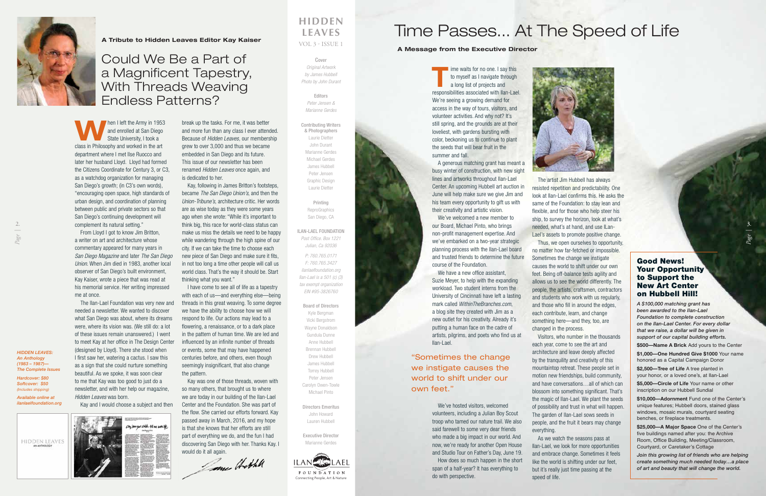### A Tribute to Hidden Leaves Editor Kay Kaiser

# Could We Be a Part of a Magnificent Tapestry, With Threads Weaving Endless Patterns?

When I left the Army in 1953 and enrolled at San Diego State University, I took a class in Philosophy and worked in the art department where I met Ilse Ruocco and later her husband Lloyd. Lloyd had formed the Citizens Coordinate for Century 3, or C3, as a watchdog organization for managing San Diego's growth; (in C3's own words), "encouraging open space, high standards of urban design, and coordination of planning between public and private sectors so that San Diego's continuing development will complement its natural setting."

From Lloyd I got to know Jim Britton, a writer on art and architecture whose commentary appeared for many years in *San Diego Magazine* and later *The San Diego Union*. When Jim died in 1983, another local observer of San Diego's built environment, Kay Kaiser, wrote a piece that was read at his memorial service. Her writing impressed me at once.

The Ilan-Lael Foundation was very new and needed a newsletter. We wanted to discover what San Diego was about, where its dreams were, where its vision was. (We still do: a lot of these issues remain unanswered.) I went to meet Kay at her office in The Design Center (designed by Lloyd). There she stood when I first saw her, watering a cactus. I saw this as a sign that she could nurture something beautiful. As we spoke, it was soon clear to me that Kay was too good to just do a newsletter, and with her help our magazine, *Hidden Leaves* was born.

Kay and I would choose a subject and then break up the tasks. For me, it was better and more fun than any class I ever attended. Because of *Hidden Leaves*, our membership grew to over 3,000 and thus we became embedded in San Diego and its future. This issue of our newsletter has been renamed *Hidden Leaves* once again, and is dedicated to her.

Kay, following in James Britton's footsteps, became *The San Diego Union's*, and then the *Union-Tribune's*, architecture critic. Her words are as wise today as they were some years ago when she wrote: "While it is important to think big, this race for world-class status can make us miss the details we need to be happy while wandering through the high spine of our city. If we can take the time to choose each new piece of San Diego and make sure it fits, in not too long a time other people will call us world class. That's the way it should be. Start thinking what you want."

I have come to see all of life as a tapestry with each of us—and everything else—being threads in this great weaving. To some degree we have the ability to choose how we will respond to life. Our actions may lead to a flowering, a renaissance, or to a dark place in the pattern of human time. We are led and influenced by an infinite number of threads or events, some that may have happened centuries before, and others, even though seemingly insignificant, that also change the pattern.

Kay was one of those threads, woven with so many others, that brought us to where we are today in our building of the Ilan-Lael Center and the Foundation. She was part of the flow. She carried our efforts forward. Kay passed away in March, 2016, and my hope is that she knows that her efforts are still part of everything we do, and the fun I had discovering San Diego with her. Thanks Kay. I would do it all again.

*James Hubbell*

***HIDDEN LEAVES: An Anthology (1983 – 1987)— The Complete Issues***

*Hardcover: $80*
*Softcover: $50*
*(Includes shipping)*

*Available online at ilanlaelfoundation.org*

HIDDEN LEAVES
AN ANTHOLOGY

---

## HIDDEN LEAVES
VOL 3 - ISSUE 1

**Cover**
*Original Artwork by James Hubbell*
*Photo by John Durant*

**Editors**
*Peter Jensen & Marianne Gerdes*

**Contributing Writers & Photographers**
Laurie Dietter
John Durant
Marianne Gerdes
Michael Gerdes
James Hubbell
Peter Jensen
Graphic Design
Laurie Dietter

**Printing**
ReproGraphics
San Diego, CA

**ILAN-LAEL FOUNDATION**
*Post Office, Box 1221*
*Julian, Ca 92036*

*P: 760.765.0171*
*F: 760.765.3427*
*ilanlaelfoundation.org*
*Ilan-Lael is a 501 (c) (3) tax exempt organization*
*EIN #95-3826760*

**Board of Directors**
Kyle Bergman
Vicki Bergstrom
Wayne Donaldson
Gundula Dunne
Anne Hubbell
Brennan Hubbell
Drew Hubbell
James Hubbell
Torrey Hubbell
Peter Jensen
Carolyn Owen-Towle
Michael Pinto

**Directors Emeritus**
John Howard
Lauren Hubbell

**Executive Director**
Marianne Gerdes

ILAN LAEL FOUNDATION
Connecting People, Art & Nature

---

# Time Passes... At The Speed of Life

### A Message from the Executive Director

Time waits for no one. I say this to myself as I navigate through a long list of projects and responsibilities associated with Ilan-Lael. We're seeing a growing demand for access in the way of tours, visitors, and volunteer activities. And why not? It's still spring, and the grounds are at their loveliest, with gardens bursting with color, beckoning us to continue to plant the seeds that will bear fruit in the summer and fall.

A generous matching grant has meant a busy winter of construction, with new sight lines and artworks throughout Ilan-Lael Center. An upcoming Hubbell art auction in June will help make sure we give Jim and his team every opportunity to gift us with their creativity and artistic vision.

We've welcomed a new member to our Board, Michael Pinto, who brings non-profit management expertise. And we've embarked on a two-year strategic planning process with the Ilan-Lael board and trusted friends to determine the future course of the Foundation.

We have a new office assistant, Suzie Meyer, to help with the expanding workload. Two student interns from the University of Cincinnati have left a lasting mark called *WithinTheBranches.com*, a blog site they created with Jim as a new outlet for his creativity. Already it's putting a human face on the cadre of artists, pilgrims, and poets who find us at Ilan-Lael.

> "Sometimes the change we instigate causes the world to shift under our own feet."

We've hosted visitors, welcomed volunteers, including a Julian Boy Scout troop who tamed our nature trail. We also said farewell to some very dear friends who made a big impact in our world. And now, we're ready for another Open House and Studio Tour on Father's Day, June 19.

How does so much happen in the short span of a half-year? It has everything to do with perspective.

The artist Jim Hubbell has always resisted repetition and predictability. One look at Ilan-Lael confirms this. He asks the same of the Foundation: to stay lean and flexible, and for those who help steer his ship, to survey the horizon, look at what's needed, what's at hand, and use Ilan-Lael's assets to promote positive change.

Thus, we open ourselves to opportunity, no matter how far-fetched or impossible. Sometimes the change we instigate causes the world to shift under our own feet. Being off-balance tests agility and allows us to see the world differently. The people, the artists, craftsmen, contractors and students who work with us regularly, and those who fill in around the edges, each contribute, learn, and change something here—and they, too, are changed in the process.

Visitors, who number in the thousands each year, come to see the art and architecture and leave deeply affected by the tranquility and creativity of this mountaintop retreat. These people set in motion new friendships, build community, and have conversations…all of which can blossom into something significant. That's the magic of Ilan-Lael. We plant the seeds of possibility and trust in what will happen. The garden of Ilan-Lael sows seeds in people, and the fruit it bears may change everything.

As we watch the seasons pass at Ilan-Lael, we look for more opportunities and embrace change. Sometimes it feels like the world is shifting under our feet, but it's really just time passing at the speed of life.

---

## Good News! Your Opportunity to Support the New Art Center on Hubbell Hill!

***A $100,000 matching grant has been awarded to the Ilan-Lael Foundation to complete construction on the Ilan-Lael Center. For every dollar that we raise, a dollar will be given in support of our capital building efforts.***

**$500—Name A Brick** Add yours to the Center

**$1,000—One Hundred Give $1000** Your name honored as a Capital Campaign Donor

**$2,500—Tree of Life** A tree planted in your honor, or a loved one's, at Ilan-Lael

**$5,000—Circle of Life** Your name or other inscription on our Hubbell Sundial

**$10,000—Adornment** Fund one of the Center's unique features; Hubbell doors, stained glass windows, mosaic murals, courtyard seating benches, or fireplace treatments.

**$25,000—A Major Space** One of the Center's five buildings named after you: the Archive Room, Office Building, Meeting/Classroom, Courtyard, or Caretaker's Cottage

***Join this growing list of friends who are helping create something much needed today…a place of art and beauty that will change the world.***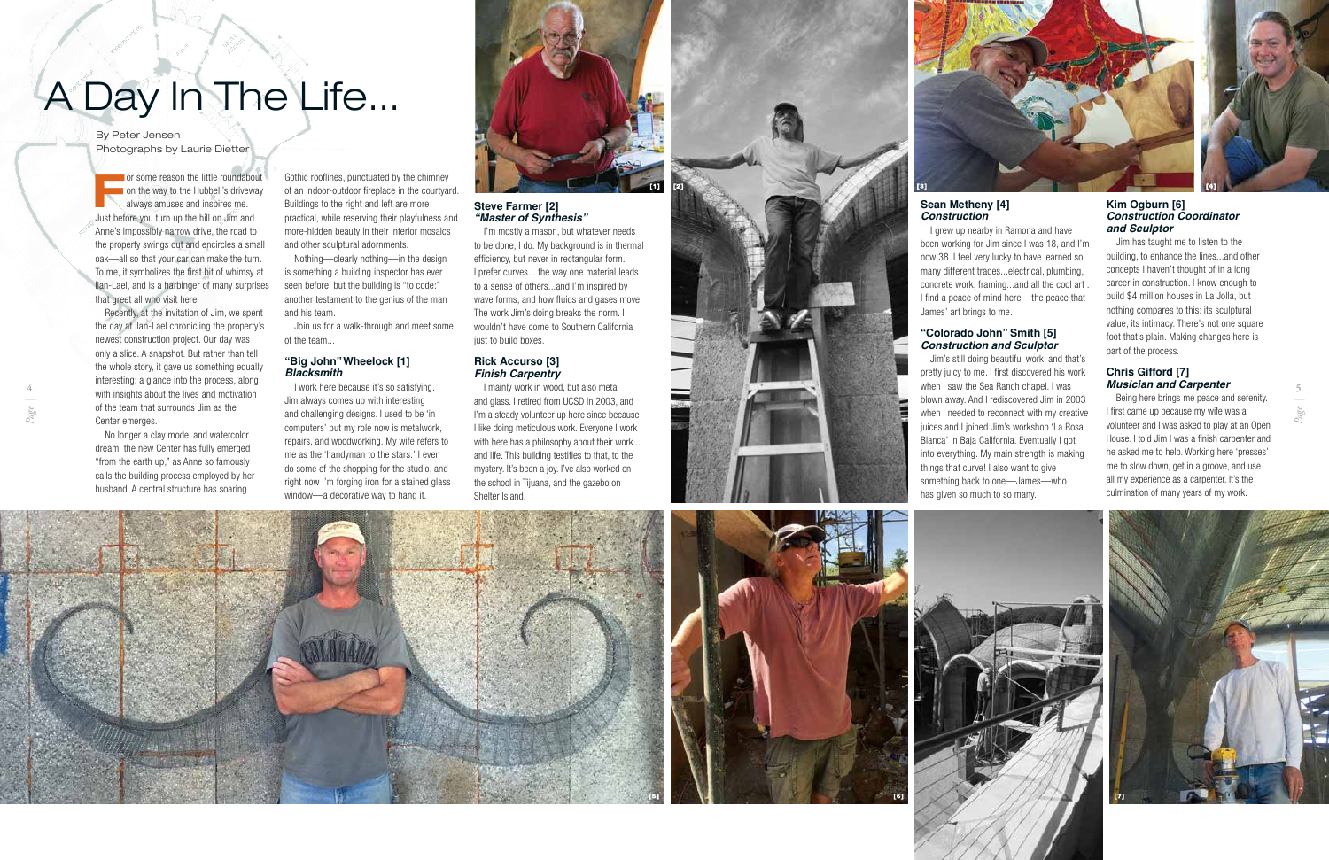# A Day In The Life...

By Peter Jensen
Photographs by Laurie Dietter

For some reason the little roundabout on the way to the Hubbell's driveway always amuses and inspires me. Just before you turn up the hill on Jim and Anne's impossibly narrow drive, the road to the property swings out and encircles a small oak—all so that your car can make the turn. To me, it symbolizes the first bit of whimsy at Ilan-Lael, and is a harbinger of many surprises that greet all who visit here.

Recently, at the invitation of Jim, we spent the day at Ilan-Lael chronicling the property's newest construction project. Our day was only a slice. A snapshot. But rather than tell the whole story, it gave us something equally interesting: a glance into the process, along with insights about the lives and motivation of the team that surrounds Jim as the Center emerges.

No longer a clay model and watercolor dream, the new Center has fully emerged "from the earth up," as Anne so famously calls the building process employed by her husband. A central structure has soaring Gothic rooflines, punctuated by the chimney of an indoor-outdoor fireplace in the courtyard. Buildings to the right and left are more practical, while reserving their playfulness and more-hidden beauty in their interior mosaics and other sculptural adornments.

Nothing—clearly nothing—in the design is something a building inspector has ever seen before, but the building is "to code:" another testament to the genius of the man and his team.

Join us for a walk-through and meet some of the team...

### "Big John" Wheelock [1]
***Blacksmith***

I work here because it's so satisfying. Jim always comes up with interesting and challenging designs. I used to be 'in computers' but my role now is metalwork, repairs, and woodworking. My wife refers to me as the 'handyman to the stars.' I even do some of the shopping for the studio, and right now I'm forging iron for a stained glass window—a decorative way to hang it.

### Steve Farmer [2]
***"Master of Synthesis"***

I'm mostly a mason, but whatever needs to be done, I do. My background is in thermal efficiency, but never in rectangular form. I prefer curves... the way one material leads to a sense of others...and I'm inspired by wave forms, and how fluids and gases move. The work Jim's doing breaks the norm. I wouldn't have come to Southern California just to build boxes.

### Rick Accurso [3]
***Finish Carpentry***

I mainly work in wood, but also metal and glass. I retired from UCSD in 2003, and I'm a steady volunteer up here since because I like doing meticulous work. Everyone I work with here has a philosophy about their work... and life. This building testifies to that, to the mystery. It's been a joy. I've also worked on the school in Tijuana, and the gazebo on Shelter Island.

### Sean Metheny [4]
***Construction***

I grew up nearby in Ramona and have been working for Jim since I was 18, and I'm now 38. I feel very lucky to have learned so many different trades...electrical, plumbing, concrete work, framing...and all the cool art . I find a peace of mind here—the peace that James' art brings to me.

### "Colorado John" Smith [5]
***Construction and Sculptor***

Jim's still doing beautiful work, and that's pretty juicy to me. I first discovered his work when I saw the Sea Ranch chapel. I was blown away. And I rediscovered Jim in 2003 when I needed to reconnect with my creative juices and I joined Jim's workshop 'La Rosa Blanca' in Baja California. Eventually I got into everything. My main strength is making things that curve! I also want to give something back to one—James—who has given so much to so many.

### Kim Ogburn [6]
***Construction Coordinator and Sculptor***

Jim has taught me to listen to the building, to enhance the lines...and other concepts I haven't thought of in a long career in construction. I know enough to build $4 million houses in La Jolla, but nothing compares to this: its sculptural value, its intimacy. There's not one square foot that's plain. Making changes here is part of the process.

### Chris Gifford [7]
***Musician and Carpenter***

Being here brings me peace and serenity. I first came up because my wife was a volunteer and I was asked to play at an Open House. I told Jim I was a finish carpenter and he asked me to help. Working here 'presses' me to slow down, get in a groove, and use all my experience as a carpenter. It's the culmination of many years of my work.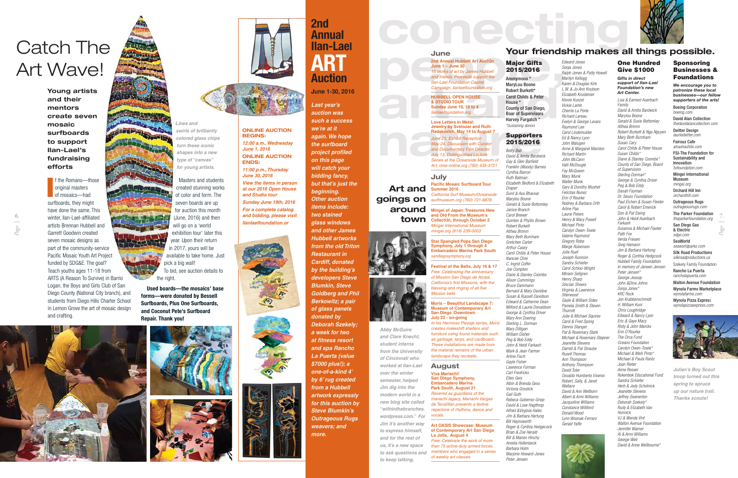# Catch The Art Wave!

**Young artists and their mentors create seven mosaic surfboards to support Ilan-Lael's fundraising efforts**

If the Romans—those original masters of mosaics—had surfboards, they might have done the same. This winter, Ilan-Lael-affiliated artists Brennan Hubbell and Garrett Goodwin created seven mosaic designs as part of the community-service Pacific Mosaic Youth Art Project funded by SDG&E. The goal? Teach youths ages 11-18 from ARTS (A Reason To Survive) in Barrio Logan, the Boys and Girls Club of San Diego County (National City branch), and students from Diego Hills Charter School in Lemon Grove the art of mosaic design and crafting.

*Lines and swirls of brilliantly colored glass chips turn these iconic shapes into a new type of "canvas" for young artists.*

Masters and students created stunning works of color and form. The seven boards are up for auction this month (June, 2016) and then will go on a 'world exhibition tour' later this year. Upon their return in 2017, yours will be available to take home. Just pick a big wall! To bid, see auction details to the right.

**Used boards—the mosaics' base forms—were donated by Bessell Surfboards, Plus One Surfboards, and Coconut Pete's Surfboard Repair. Thank you!**

# 2nd Annual Ilan-Lael ART Auction

**June 1-30, 2016**

**ONLINE AUCTION BEGINS:**
*12:00 a.m., Wednesday June 1, 2016*

**ONLINE AUCTION ENDS:**
*11:00 p.m., Thursday June 30, 2016*

*View the items in person at our 2016 Open House and Studio tour*
*Sunday June 19th, 2016*

*For a complete catalog and bidding, please visit ilanlaelfoundation.or*

*Last year's auction was such a success we're at it again. We hope the surfboard project profiled on this page will catch your bidding fancy, but that's just the beginning. Other auction items include: two stained glass windows and other James Hubbell artworks from the old Triton Restaurant in Cardiff, donated by the building's developers Steve Blumkin, Steve Goldberg and Phil Berkowitz; a pair of glass panels donated by Deborah Szekely; a week for two at fitness resort and spa Rancho La Puerta (value $7000 plus!); a one-of-a-kind 4' by 6' rug created from a Hubbell artwork expressly for this auction by Steve Blumkin's Outrageous Rugs weavers; and more.*

# conecting people, art and nature

## Art and goings on around town

*Abby McGuire and Clare Knecht, student interns from the University of Cincinnati who worked at Ilan-Lael over the winter semester, helped Jim dig into the modern world in a new blog site called "withinthebranches. wordpress.com." For Jim it's another way to express himself, and for the rest of us, it's a new space to ask questions and to keep talking.*

### June

**2nd Annual Hubbell Art AuctUn June 1 – June 30**
*15 works of art by James Hubbell and friends. Proceeds support the Ilan-Lael Foundation Capital Campaign. ilanlaelfoundation.org*

**HUBBELL OPEN HOUSE & STUDIO TOUR Sunday June 19, 10 to 4**
*ilanlaelfoundation.org*

**Love Letters In Metal: Jewelry by Svetozar and Ruth Radakovich, May 14 to August 7**
*June 25, Exhibit Reception*
*May 24, Discussion with Curator and Documentary Film Director*
*July 13, Distinguished Lecture Series at the Oceanside Museum of Art, oma-online.org (760) 435-3721*

### July

**Pacific Mosaic Surfboard Tour Summer 2016**
*California Surf Museum/Oceanside surfmuseum.org (760) 721-6876*

**Mingei of Japan: Treasures New and Old From the Museum's CollectUn, through October 2**
*Mingei International Museum mingei.org (619) 239-0003*

**Star Spangled Pops San Diego Symphony, July 1 through 4 Embarcadero Marina Park South**
*sandiegosymphony.org*

**Festival of the Bells, July 16 & 17**
*Free. Celebrating the anniversary of Mission San Diego de Alcalá, California's first Missions, with the blessing and ringing of all five Mission bells.*

**Moris – Beautiful Landscape 7: Museum of Contemporary Art San Diego /Downtown July 22 - on-going**
*In his Hermoso Paisaje series, Moris creates makeshift shelters and furniture using found materials such as garbage, tarps, and cardboard. These installations are made from the material remains of the urban landscape they recreate.*

### August

**Viva Mariachi! San Diego Symphony, Embarcadero Marina Park South, August 21**
*Revered as guardians of the mariachi legacy, Mariachi Vargas de Tecalitlán presents a festive repertoire of rhythms, dance and vocals.*

**Art OASIS Showcase: Museum of Contemporary Art San Diego La Jolla, August 4**
*Free. Celebrate the work of more than 75 active-duty armed forces members who engaged in a series of weekly art classes.*

## Your friendship makes all things possible.

### Major Gifts 2015/2016

Anonymous *
MaryLou Boone
Robert Burkett*
Carol Childs & Peter House *
County of San Diego, Boar of Supervisors
Harvey Furgatch *

*\*Sustaining donors*

### Supporters 2015/2016

*Betty Ball*
*David & Amita Bardwick*
*Gay & Glen Barfield*
*Franklin (Woody) Barnes*
*Cynthia Barron*
*Ruth Batman*
*Elizabeth Bedford & Elizabeth Draper*
*Sunil & Ava Bhavsar*
*Marylou Boone*
*Gerald & Susie Bottomley*
*Janice Branch*
*Carol Brewer*
*Quinton & Phyllis Brown*
*Robert Burkett*
*Althea Brimm*
*Mary Beth Burnham*
*Gretchen Carter*
*Arthur Casey*
*Carol Childs & Peter House*
*Nancee Cline*
*C. Ingrid Coffin*
*Joe Compton*
*Diane & Stanley Coombs*
*Alison Cummings*
*Bruce Dammann*
*Bernard & Mary Davidow*
*Susan & Russell Davidson*
*Edward & Catherine Dean*
*Milford & Laurie Donaldson*
*George & Cynthia Driver*
*Mary Ann Doering*
*Sterling L. Dorman*
*Mary Dilligan*
*William Disher*
*Peg & Bob Eddy*
*John & Heidi Farkash*
*Mark & Jean Farmer*
*Arline Fisch*
*Gayle Fisher*
*Lawrence Forman*
*Carl Fredricks*
*Ellen Geis*
*Albin & Brenda Gess*
*Victoria Grostick*
*Gail Guth*
*Rebeca Gutierrez-Griep*
*David & Loxe Hagthrop*
*Alfred &Virginia Hales*
*Jim & Barbara Hartung*
*Bill Haynsworth*
*Roger & Cynthia Hedgecock*
*Brian & Zoe Herald*
*Bill & Marion Hinchy*
*Amelia Hollenbeck*
*Barbara Holm*
*Marjorie Howard-Jones*
*Peter Jensen*
*Edward Jones*
*Sonja Jones*
*Ralph Jones & Patty Howell*
*Marilyn Kellogg*
*Karen & Douglas Kirk*
*L.W. & Jo Ann Knutson*
*Elizabeth Kruidenier*
*Klonie Kunzel*
*Vickie Lamb*
*Cherrie La Porte*
*Richard Lareau*
*Evelyn & George Lavars*
*Raymond Lee*
*Carol Lindemulder*
*Ed & Nancy Lyon*
*John Malugen*
*Anne & Margaret Marston*
*Richard Martin*
*John McCann*
*Valli McDougle*
*Fay McQueen*
*Mary Munk*
*Walter Munk*
*Gary & Dorothy Mushet*
*Felicitas Nunez*
*Erin O'Rourke*
*Rodney & Barbara Orth*
*Arline Paa*
*Laurie Peters*
*Henry & Mary Powell*
*Michael Pinto*
*Carolyn Owen-Towle*
*Valerie Raymond*
*Gregory Robe*
*Marge Rubenson*
*Julie Ruef*
*Joseph Runnion*
*Sandra Schiefer*
*Carol Schloo-Wright*
*Miriam Sellgren*
*Henry Sharp*
*Sinclair Sheers*
*Virginia & Lawrence Sherwood*
*Gayle & William Sides*
*Pamela Smith & Steven Thurrott*
*Julie & Michael Squires*
*Carol & Fred Spong*
*Dennis Stanger*
*Pat & Rosemary Stark*
*Michael & Rosemary Stepner*
*Jeanette Stevens*
*Darrell & Pat Straube*
*Rusell Thomas*
*Ann Thompson*
*Anthony Thompson*
*David Toler*
*Osvaldo Humberto Viveros*
*Robert, Sally, & Janet Wallace*
*David & Ann Wellborn*
*Albert & Armi Williams*
*Jacquoline Williams*
*Constance Williford*
*Donald Wood*
*Lynn Wosnak-Ferraro*
*Gerald Yaffe*

### One Hundred Give $1000

***Gifts in direct support of Ilan-Lael Foundation's new Art Center.***

*Lisa & Earnest Auerbach Family*
*David & Amita Bardwick*
*Marylou Boone*
*Gerald & Susie Bottomley*
*Althea Brimm*
*Robert Burkett & Nga Nguyen*
*Mary Beth Burnham*
*Susan Cary*
*Carol Childs & Peter House*
*Susan Childs\**
*Diane & Stanley Coombs\**
*County of San Diego, Board of Supervisors*
*Sterling Dorman\**
*George & Cynthia Driver*
*Peg & Bob Eddy*
*Danah Fayman*
*Dr. Seuss Foundation*
*Paul Eichen & Susan Fleider*
*Carol & Robert Emerick*
*Don & Pat Ewing*
*John & Heidi Auerbach Farkash*
*Susanna & Michael Flaster*
*Patti Fox*
*Verda Friesen*
*Greg Hamann*
*Jim & Barbara Hartung*
*Roger & Cynthia Hedgcock*
*Hubbell Family Foundation*
*In memory of Janeen Jensen*
*Peter Jensen\**
*George Jessop*
*John &Dina Johns*
*Sonja Jones\**
*KRC Rock*
*Jon Krabbenschmidt*
*H. William Kuni*
*Chris Loughridge*
*Edward & Nancy Lyon*
*Eric & Gaye Macy*
*Risty & John Marckx*
*Erin O'Rourke*
*The Orca Fund*
*Oceans Foundation*
*Carolyn Owen-Towle\**
*Michael & Meili Pinto\**
*Michael & Paula Rantz*
*Joan Rieter*
*Anne Rosser*
*Rokenbok Educational Fund*
*Sandra Schiefer*
*Herb & Jody Scholnick*
*Jeanette Stevens*
*Jeffrey Swenerton*
*Deborah Szekely\**
*Rudy & Elizabeth Van Hunnick*
*VJ & Wanda Vint*
*Walton Avenue Foundation*
*Jennifer Warner*
*Al & Armi Williams*
*George Weir*
*David & Anne Wellbourne\**

### Sponsoring Businesses & Foundations

***We encourage you to patronize these local businesses—our fellow supporters of the arts!***

**Boeing Corporation**
*boeing.com*

**David Alan Collection**
*thedavidalancollection.com*

**Deitter Design**
*lauriedietter.com*

**Fairouz Cafe**
*alnashashibi.com*

**FSI-The Foundation for Sustainability and Innovation**
*fsifoundation.com*

**Mingei International Museum**
*mingei.org*

**Orchard Hill Inn**
*orchardhill.com*

**Outrageous Rugs**
*outrageousrugs.com*

**The Parker Foundation**
*theparkerfoundation.org*

**San Diego Gas & Electric**
*sdge.com*

**SeaWorld**
*seaworldparks.com*

**Silk Road Productions**
*silkroadproductions.us*

**Szekely Family Foundation**

**Rancho La Puerta**
*rancholapuerta.com*

**Walton Avenue Foundation**

**Wynola Farms Marketplace**
*wynolafarms.com*

**Wynola Pizza Express**
*wynolapizzaexpress.com*

*Julian's Boy Scout troop turned out this spring to spruce up our nature trail. Thanks scouts!*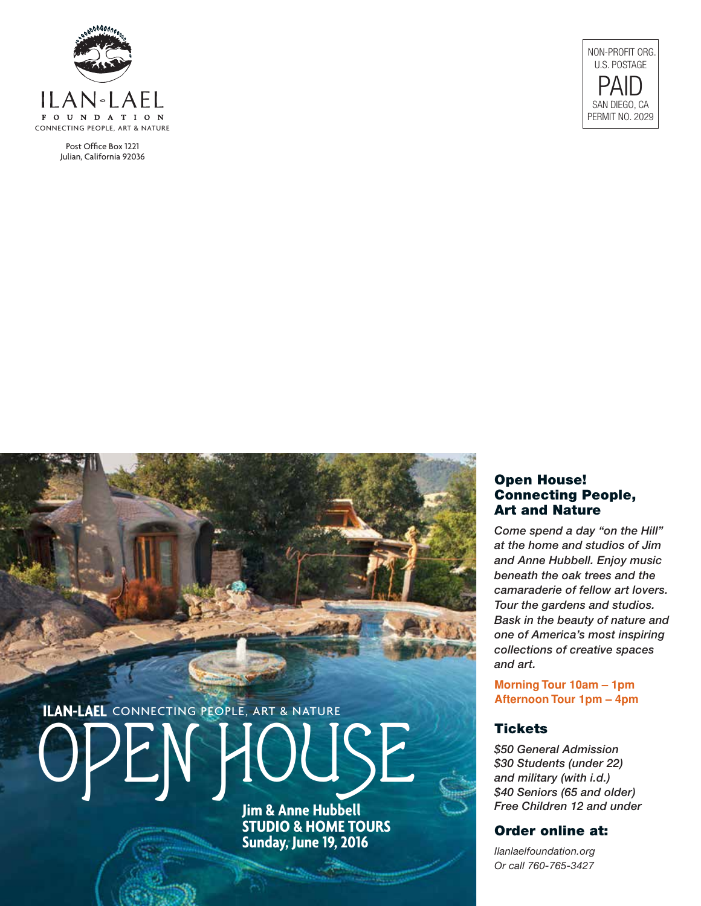ILAN-LAEL

FOUNDATION

CONNECTING PEOPLE, ART & NATURE

Post Office Box 1221
Julian, California 92036

NON-PROFIT ORG.
U.S. POSTAGE
PAID
SAN DIEGO, CA
PERMIT NO. 2029

ILAN-LAEL CONNECTING PEOPLE, ART & NATURE

# OPEN HOUSE

**Jim & Anne Hubbell**
**STUDIO & HOME TOURS**
**Sunday, June 19, 2016**

## Open House! Connecting People, Art and Nature

*Come spend a day "on the Hill" at the home and studios of Jim and Anne Hubbell. Enjoy music beneath the oak trees and the camaraderie of fellow art lovers. Tour the gardens and studios. Bask in the beauty of nature and one of America's most inspiring collections of creative spaces and art.*

**Morning Tour 10am – 1pm**
**Afternoon Tour 1pm – 4pm**

## Tickets

*$50 General Admission*
*$30 Students (under 22) and military (with i.d.)*
*$40 Seniors (65 and older)*
*Free Children 12 and under*

## Order online at:

*Ilanlaelfoundation.org*
*Or call 760-765-3427*